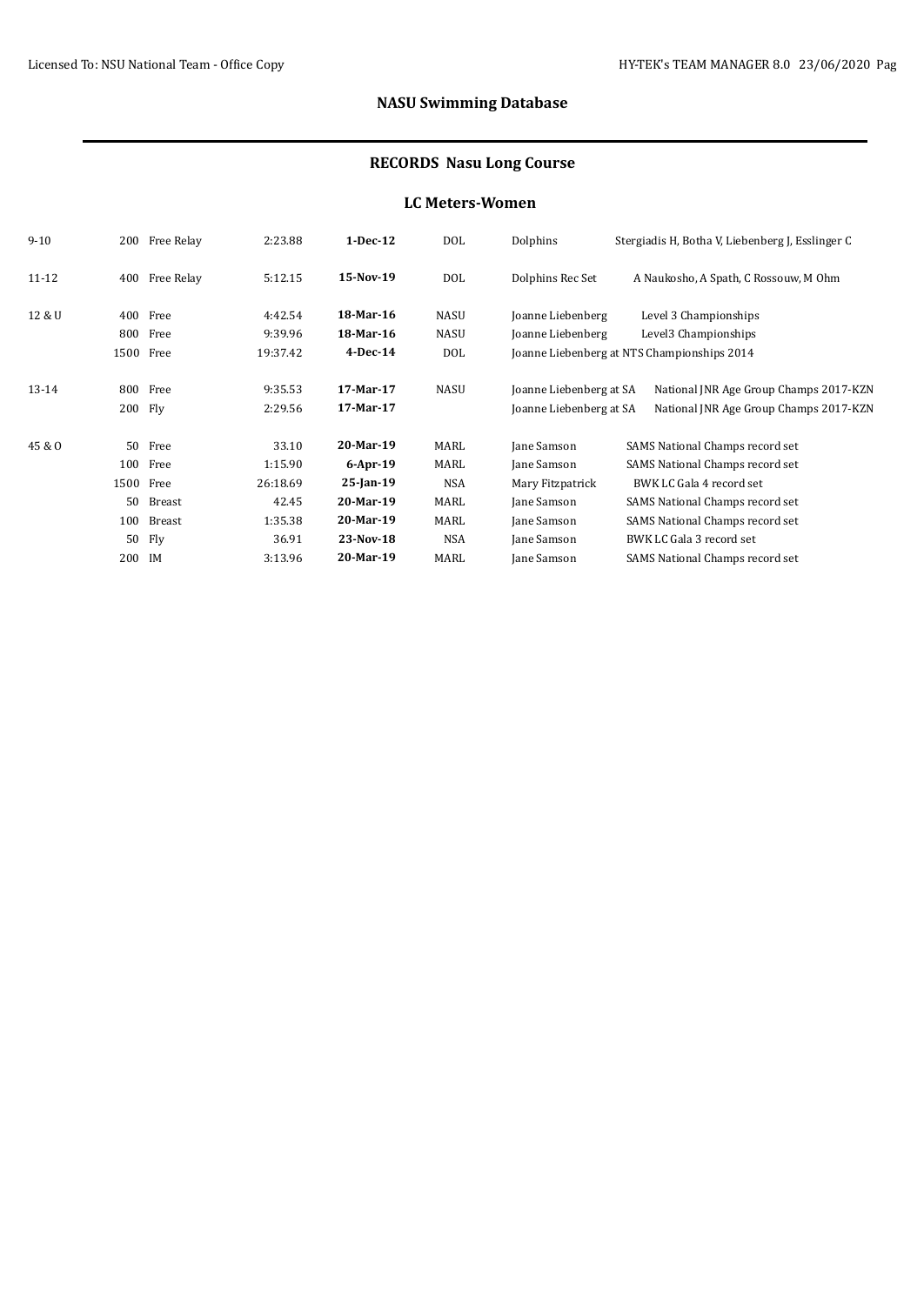## NASU Swimming Database

### RECORDS Nasu Long Course

### LC Meters-Women

| Age | Dist | Stroke | Time | Date | Team | Name | Notes |
|---|---|---|---|---|---|---|---|
| 9-10 | 200 | Free Relay | 2:23.88 | **1-Dec-12** | DOL | Dolphins | Stergiadis H, Botha V, Liebenberg J, Esslinger C |
| 11-12 | 400 | Free Relay | 5:12.15 | **15-Nov-19** | DOL | Dolphins Rec Set | A Naukosho, A Spath, C Rossouw, M Ohm |
| 12 & U | 400 | Free | 4:42.54 | **18-Mar-16** | NASU | Joanne Liebenberg | Level 3 Championships |
| | 800 | Free | 9:39.96 | **18-Mar-16** | NASU | Joanne Liebenberg | Level3 Championships |
| | 1500 | Free | 19:37.42 | **4-Dec-14** | DOL | Joanne Liebenberg at NTS Championships 2014 | |
| 13-14 | 800 | Free | 9:35.53 | **17-Mar-17** | NASU | Joanne Liebenberg at SA | National JNR Age Group Champs 2017-KZN |
| | 200 | Fly | 2:29.56 | **17-Mar-17** | | Joanne Liebenberg at SA | National JNR Age Group Champs 2017-KZN |
| 45 & O | 50 | Free | 33.10 | **20-Mar-19** | MARL | Jane Samson | SAMS National Champs record set |
| | 100 | Free | 1:15.90 | **6-Apr-19** | MARL | Jane Samson | SAMS National Champs record set |
| | 1500 | Free | 26:18.69 | **25-Jan-19** | NSA | Mary Fitzpatrick | BWK LC Gala 4 record set |
| | 50 | Breast | 42.45 | **20-Mar-19** | MARL | Jane Samson | SAMS National Champs record set |
| | 100 | Breast | 1:35.38 | **20-Mar-19** | MARL | Jane Samson | SAMS National Champs record set |
| | 50 | Fly | 36.91 | **23-Nov-18** | NSA | Jane Samson | BWK LC Gala 3 record set |
| | 200 | IM | 3:13.96 | **20-Mar-19** | MARL | Jane Samson | SAMS National Champs record set |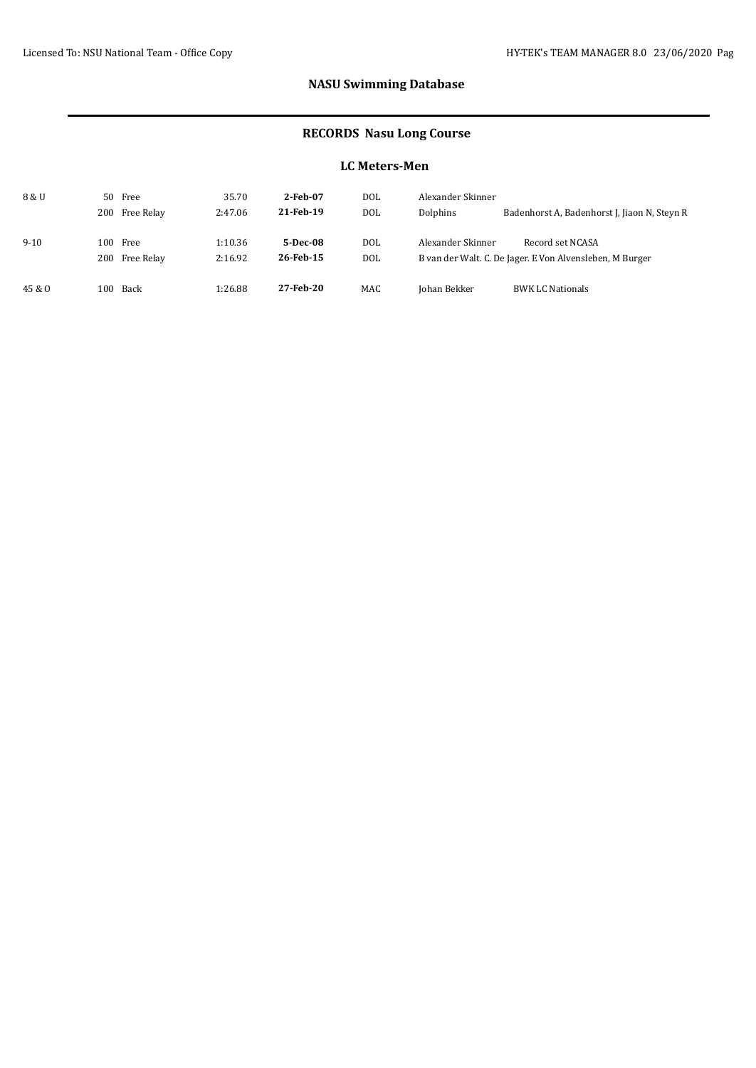## NASU Swimming Database

## RECORDS Nasu Long Course

### LC Meters-Men

| Age Group | Event | | Time | Date | Team | Name | Notes |
|---|---|---|---|---|---|---|---|
| 8 & U | 50 | Free | 35.70 | **2-Feb-07** | DOL | Alexander Skinner | |
| | 200 | Free Relay | 2:47.06 | **21-Feb-19** | DOL | Dolphins | Badenhorst A, Badenhorst J, Jiaon N, Steyn R |
| 9-10 | 100 | Free | 1:10.36 | **5-Dec-08** | DOL | Alexander Skinner | Record set NCASA |
| | 200 | Free Relay | 2:16.92 | **26-Feb-15** | DOL | B van der Walt. C. De Jager. E Von Alvensleben, M Burger | |
| 45 & O | 100 | Back | 1:26.88 | **27-Feb-20** | MAC | Johan Bekker | BWK LC Nationals |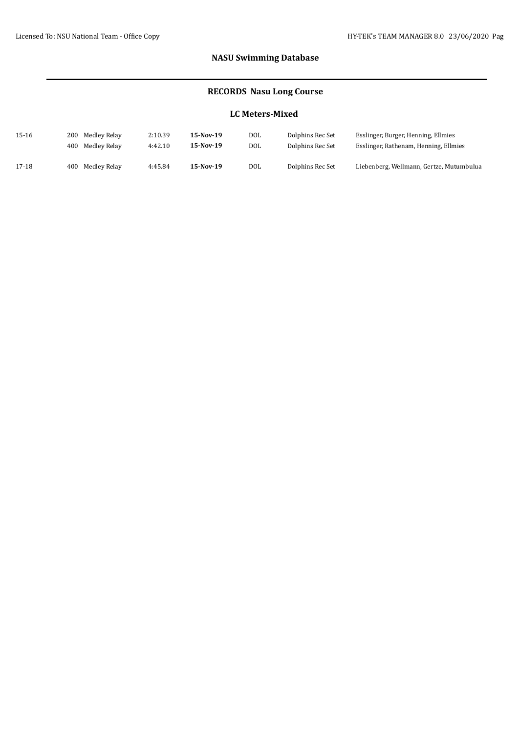## NASU Swimming Database

### RECORDS Nasu Long Course

### LC Meters-Mixed

| | | | | | | |
|---|---|---|---|---|---|---|
| 15-16 | 200 Medley Relay | 2:10.39 | **15-Nov-19** | DOL | Dolphins Rec Set | Esslinger, Burger, Henning, Ellmies |
| | 400 Medley Relay | 4:42.10 | **15-Nov-19** | DOL | Dolphins Rec Set | Esslinger, Rathenam, Henning, Ellmies |
| 17-18 | 400 Medley Relay | 4:45.84 | **15-Nov-19** | DOL | Dolphins Rec Set | Liebenberg, Wellmann, Gertze, Mutumbulua |